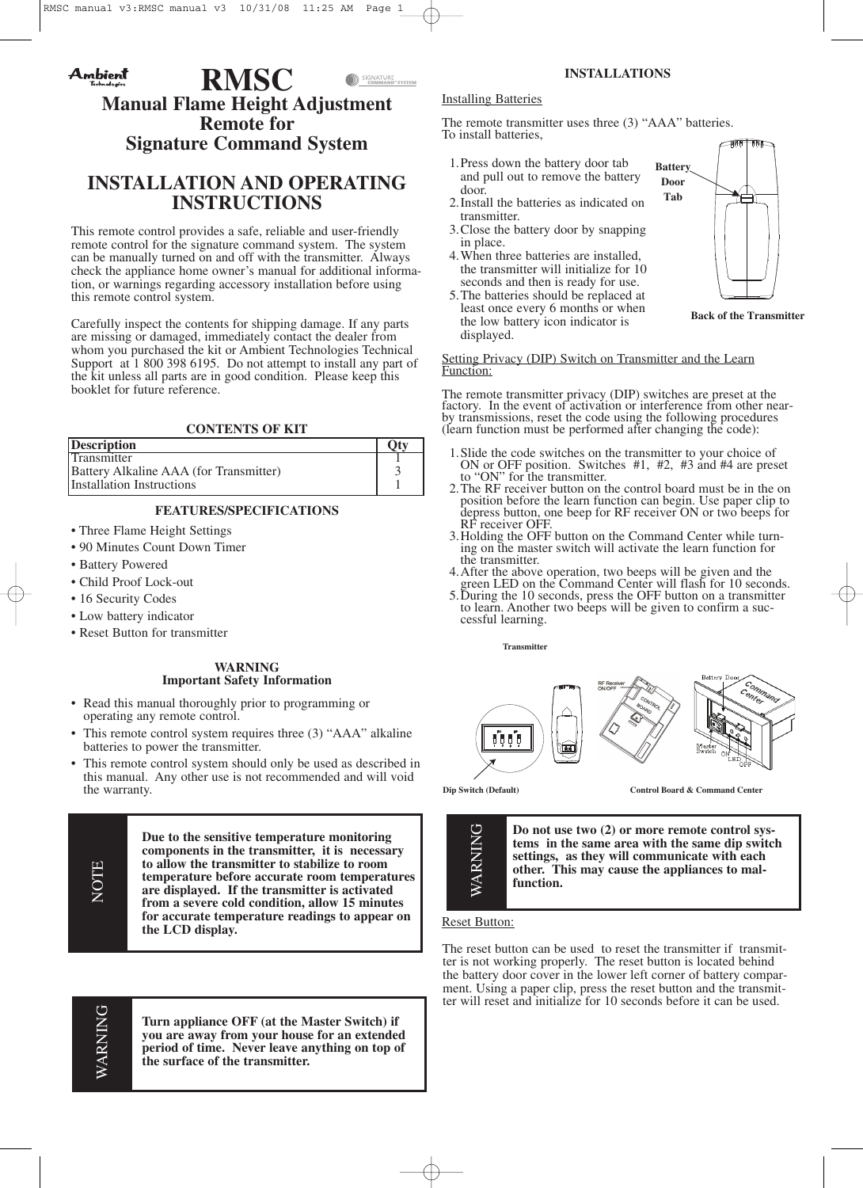# RMSC

## Manual Flame Height Adjustment Remote for Signature Command System

## INSTALLATION AND OPERATING INSTRUCTIONS

This remote control provides a safe, reliable and user-friendly remote control for the signature command system. The system can be manually turned on and off with the transmitter. Always check the appliance home owner's manual for additional information, or warnings regarding accessory installation before using this remote control system.

Carefully inspect the contents for shipping damage. If any parts are missing or damaged, immediately contact the dealer from whom you purchased the kit or Ambient Technologies Technical Support at 1 800 398 6195. Do not attempt to install any part of the kit unless all parts are in good condition. Please keep this booklet for future reference.

### CONTENTS OF KIT

| Description | Qty |
|---|---|
| Transmitter | 1 |
| Battery Alkaline AAA (for Transmitter) | 3 |
| Installation Instructions | 1 |

### FEATURES/SPECIFICATIONS

- Three Flame Height Settings
- 90 Minutes Count Down Timer
- Battery Powered
- Child Proof Lock-out
- 16 Security Codes
- Low battery indicator
- Reset Button for transmitter

### WARNING
**Important Safety Information**

- Read this manual thoroughly prior to programming or operating any remote control.
- This remote control system requires three (3) "AAA" alkaline batteries to power the transmitter.
- This remote control system should only be used as described in this manual. Any other use is not recommended and will void the warranty.

**NOTE**

**Due to the sensitive temperature monitoring components in the transmitter, it is necessary to allow the transmitter to stabilize to room temperature before accurate room temperatures are displayed. If the transmitter is activated from a severe cold condition, allow 15 minutes for accurate temperature readings to appear on the LCD display.**

**WARNING**

**Turn appliance OFF (at the Master Switch) if you are away from your house for an extended period of time. Never leave anything on top of the surface of the transmitter.**

### INSTALLATIONS

Installing Batteries

The remote transmitter uses three (3) "AAA" batteries.
To install batteries,

1. Press down the battery door tab and pull out to remove the battery door.
2. Install the batteries as indicated on transmitter.
3. Close the battery door by snapping in place.
4. When three batteries are installed, the transmitter will initialize for 10 seconds and then is ready for use.
5. The batteries should be replaced at least once every 6 months or when the low battery icon indicator is displayed.

Battery Door Tab

Back of the Transmitter

Setting Privacy (DIP) Switch on Transmitter and the Learn Function:

The remote transmitter privacy (DIP) switches are preset at the factory. In the event of activation or interference from other near-by transmissions, reset the code using the following procedures (learn function must be performed after changing the code):

1. Slide the code switches on the transmitter to your choice of ON or OFF position. Switches #1, #2, #3 and #4 are preset to "ON" for the transmitter.
2. The RF receiver button on the control board must be in the on position before the learn function can begin. Use paper clip to depress button, one beep for RF receiver ON or two beeps for RF receiver OFF.
3. Holding the OFF button on the Command Center while turning on the master switch will activate the learn function for the transmitter.
4. After the above operation, two beeps will be given and the green LED on the Command Center will flash for 10 seconds.
5. During the 10 seconds, press the OFF button on a transmitter to learn. Another two beeps will be given to confirm a successful learning.

Transmitter

Dip Switch (Default)

Control Board & Command Center

**WARNING**

**Do not use two (2) or more remote control systems in the same area with the same dip switch settings, as they will communicate with each other. This may cause the appliances to malfunction.**

Reset Button:

The reset button can be used to reset the transmitter if transmitter is not working properly. The reset button is located behind the battery door cover in the lower left corner of battery compartment. Using a paper clip, press the reset button and the transmitter will reset and initialize for 10 seconds before it can be used.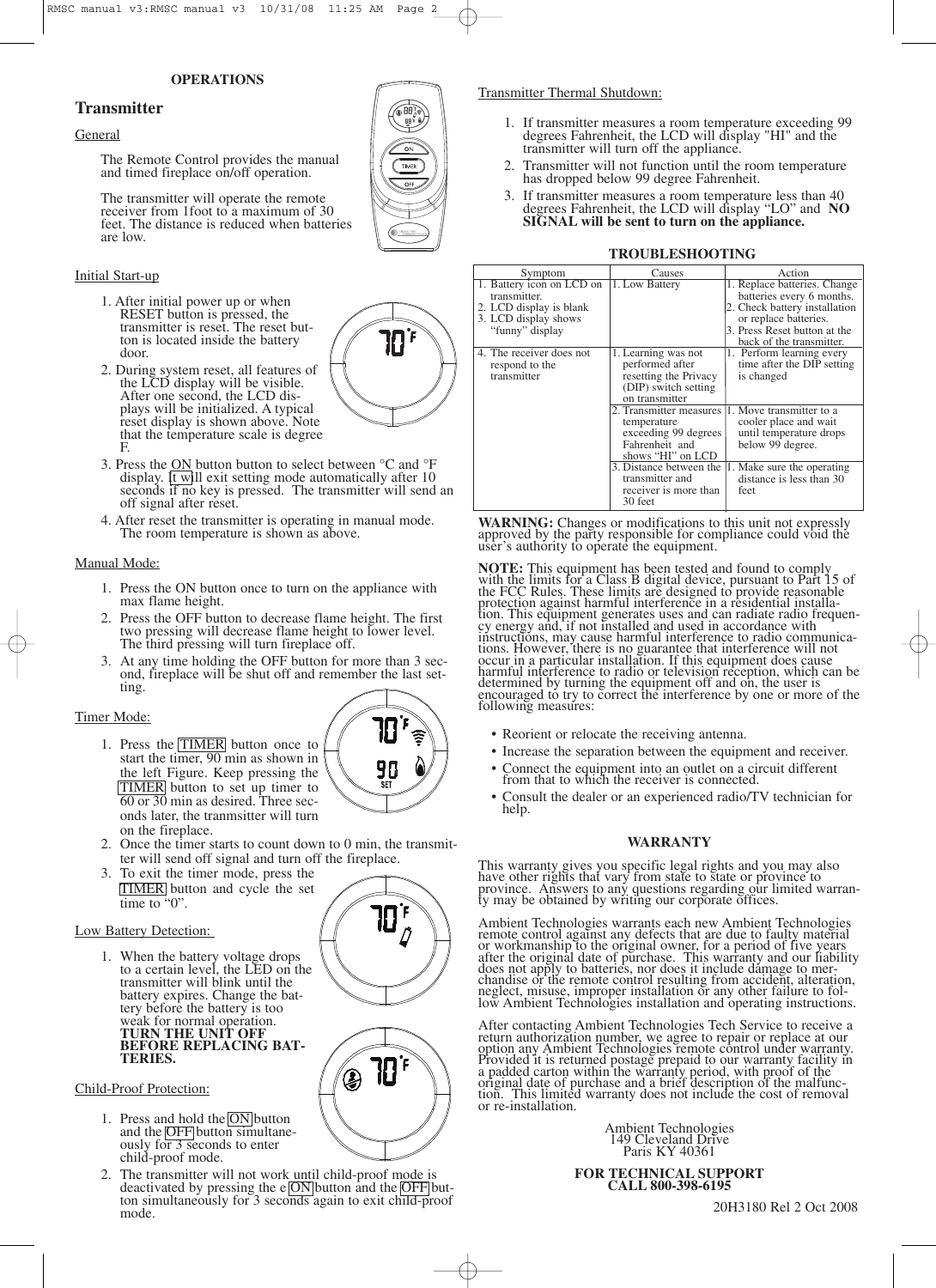## OPERATIONS

### Transmitter

General

The Remote Control provides the manual and timed fireplace on/off operation.

The transmitter will operate the remote receiver from 1foot to a maximum of 30 feet. The distance is reduced when batteries are low.

Initial Start-up

1. After initial power up or when RESET button is pressed, the transmitter is reset. The reset button is located inside the battery door.
2. During system reset, all features of the LCD display will be visible. After one second, the LCD displays will be initialized. A typical reset display is shown above. Note that the temperature scale is degree F.
3. Press the ON button button to select between °C and °F display. It will exit setting mode automatically after 10 seconds if no key is pressed. The transmitter will send an off signal after reset.
4. After reset the transmitter is operating in manual mode. The room temperature is shown as above.

Manual Mode:

1. Press the ON button once to turn on the appliance with max flame height.
2. Press the OFF button to decrease flame height. The first two pressing will decrease flame height to lower level. The third pressing will turn fireplace off.
3. At any time holding the OFF button for more than 3 second, fireplace will be shut off and remember the last setting.

Timer Mode:

1. Press the TIMER button once to start the timer, 90 min as shown in the left Figure. Keep pressing the TIMER button to set up timer to 60 or 30 min as desired. Three seconds later, the tranmsitter will turn on the fireplace.
2. Once the timer starts to count down to 0 min, the transmitter will send off signal and turn off the fireplace.
3. To exit the timer mode, press the TIMER button and cycle the set time to "0".

Low Battery Detection:

1. When the battery voltage drops to a certain level, the LED on the transmitter will blink until the battery expires. Change the battery before the battery is too weak for normal operation. **TURN THE UNIT OFF BEFORE REPLACING BATTERIES.**

Child-Proof Protection:

1. Press and hold the ON button and the OFF button simultaneously for 3 seconds to enter child-proof mode.
2. The transmitter will not work until child-proof mode is deactivated by pressing the e ON button and the OFF button simultaneously for 3 seconds again to exit child-proof mode.

Transmitter Thermal Shutdown:

1. If transmitter measures a room temperature exceeding 99 degrees Fahrenheit, the LCD will display "HI" and the transmitter will turn off the appliance.
2. Transmitter will not function until the room temperature has dropped below 99 degree Fahrenheit.
3. If transmitter measures a room temperature less than 40 degrees Fahrenheit, the LCD will display "LO" and **NO SIGNAL will be sent to turn on the appliance.**

## TROUBLESHOOTING

| Symptom | Causes | Action |
|---|---|---|
| 1. Battery icon on LCD on transmitter.<br>2. LCD display is blank<br>3. LCD display shows "funny" display | 1. Low Battery | 1. Replace batteries. Change batteries every 6 months.<br>2. Check battery installation or replace batteries.<br>3. Press Reset button at the back of the transmitter. |
| 4. The receiver does not respond to the transmitter | 1. Learning was not performed after resetting the Privacy (DIP) switch setting on transmitter | 1. Perform learning every time after the DIP setting is changed |
| | 2. Transmitter measures temperature exceeding 99 degrees Fahrenheit and shows "HI" on LCD | 1. Move transmitter to a cooler place and wait until temperature drops below 99 degree. |
| | 3. Distance between the transmitter and receiver is more than 30 feet | 1. Make sure the operating distance is less than 30 feet |

**WARNING:** Changes or modifications to this unit not expressly approved by the party responsible for compliance could void the user's authority to operate the equipment.

**NOTE:** This equipment has been tested and found to comply with the limits for a Class B digital device, pursuant to Part 15 of the FCC Rules. These limits are designed to provide reasonable protection against harmful interference in a residential installation. This equipment generates uses and can radiate radio frequency energy and, if not installed and used in accordance with instructions, may cause harmful interference to radio communications. However, there is no guarantee that interference will not occur in a particular installation. If this equipment does cause harmful interference to radio or television reception, which can be determined by turning the equipment off and on, the user is encouraged to try to correct the interference by one or more of the following measures:

- Reorient or relocate the receiving antenna.
- Increase the separation between the equipment and receiver.
- Connect the equipment into an outlet on a circuit different from that to which the receiver is connected.
- Consult the dealer or an experienced radio/TV technician for help.

## WARRANTY

This warranty gives you specific legal rights and you may also have other rights that vary from state to state or province to province. Answers to any questions regarding our limited warranty may be obtained by writing our corporate offices.

Ambient Technologies warrants each new Ambient Technologies remote control against any defects that are due to faulty material or workmanship to the original owner, for a period of five years after the original date of purchase. This warranty and our liability does not apply to batteries, nor does it include damage to merchandise or the remote control resulting from accident, alteration, neglect, misuse, improper installation or any other failure to follow Ambient Technologies installation and operating instructions.

After contacting Ambient Technologies Tech Service to receive a return authorization number, we agree to repair or replace at our option any Ambient Technologies remote control under warranty. Provided it is returned postage prepaid to our warranty facility in a padded carton within the warranty period, with proof of the original date of purchase and a brief description of the malfunction. This limited warranty does not include the cost of removal or re-installation.

Ambient Technologies
149 Cleveland Drive
Paris KY 40361

**FOR TECHNICAL SUPPORT**
**CALL 800-398-6195**

20H3180 Rel 2 Oct 2008